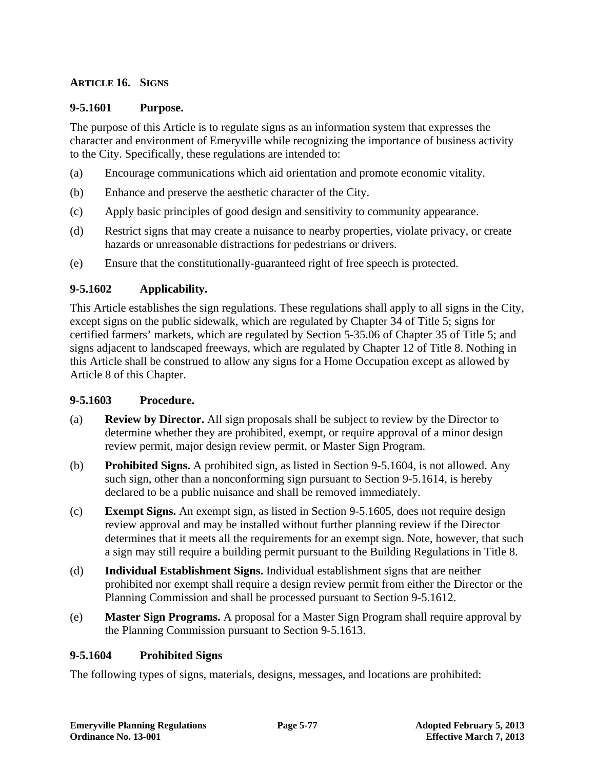## ARTICLE 16. SIGNS

### 9-5.1601 Purpose.

The purpose of this Article is to regulate signs as an information system that expresses the character and environment of Emeryville while recognizing the importance of business activity to the City. Specifically, these regulations are intended to:

(a) Encourage communications which aid orientation and promote economic vitality.

(b) Enhance and preserve the aesthetic character of the City.

(c) Apply basic principles of good design and sensitivity to community appearance.

(d) Restrict signs that may create a nuisance to nearby properties, violate privacy, or create hazards or unreasonable distractions for pedestrians or drivers.

(e) Ensure that the constitutionally-guaranteed right of free speech is protected.

### 9-5.1602 Applicability.

This Article establishes the sign regulations. These regulations shall apply to all signs in the City, except signs on the public sidewalk, which are regulated by Chapter 34 of Title 5; signs for certified farmers' markets, which are regulated by Section 5-35.06 of Chapter 35 of Title 5; and signs adjacent to landscaped freeways, which are regulated by Chapter 12 of Title 8. Nothing in this Article shall be construed to allow any signs for a Home Occupation except as allowed by Article 8 of this Chapter.

### 9-5.1603 Procedure.

(a) **Review by Director.** All sign proposals shall be subject to review by the Director to determine whether they are prohibited, exempt, or require approval of a minor design review permit, major design review permit, or Master Sign Program.

(b) **Prohibited Signs.** A prohibited sign, as listed in Section 9-5.1604, is not allowed. Any such sign, other than a nonconforming sign pursuant to Section 9-5.1614, is hereby declared to be a public nuisance and shall be removed immediately.

(c) **Exempt Signs.** An exempt sign, as listed in Section 9-5.1605, does not require design review approval and may be installed without further planning review if the Director determines that it meets all the requirements for an exempt sign. Note, however, that such a sign may still require a building permit pursuant to the Building Regulations in Title 8.

(d) **Individual Establishment Signs.** Individual establishment signs that are neither prohibited nor exempt shall require a design review permit from either the Director or the Planning Commission and shall be processed pursuant to Section 9-5.1612.

(e) **Master Sign Programs.** A proposal for a Master Sign Program shall require approval by the Planning Commission pursuant to Section 9-5.1613.

### 9-5.1604 Prohibited Signs

The following types of signs, materials, designs, messages, and locations are prohibited: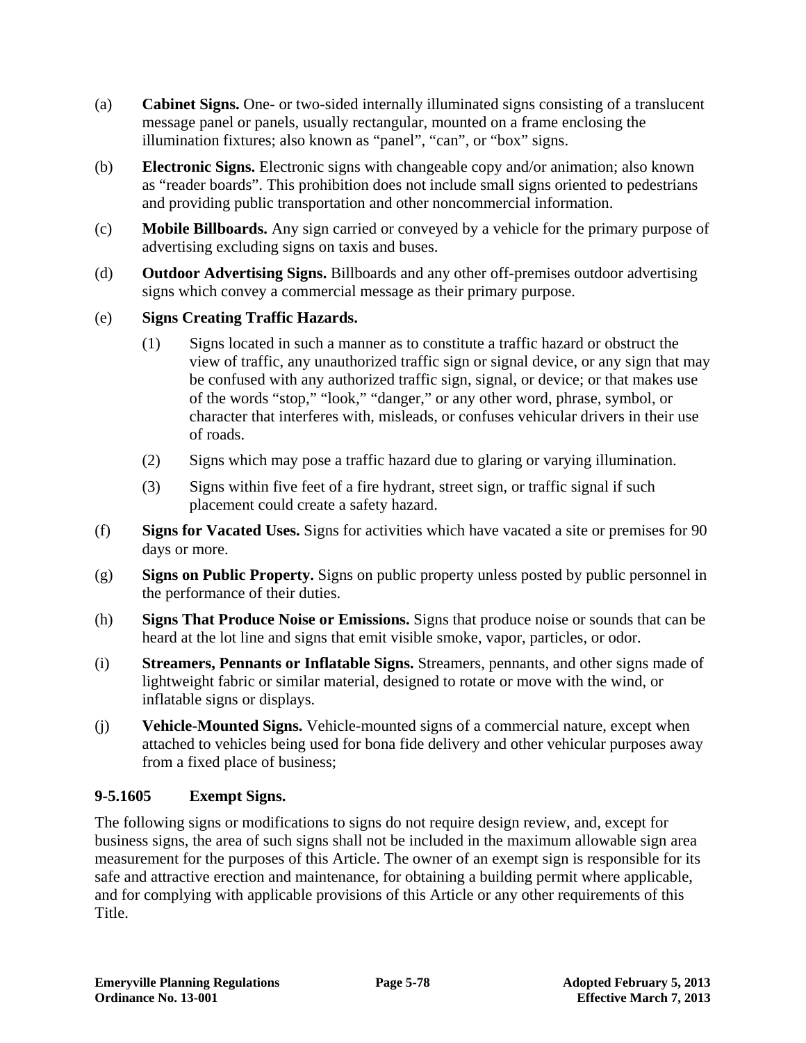(a) **Cabinet Signs.** One- or two-sided internally illuminated signs consisting of a translucent message panel or panels, usually rectangular, mounted on a frame enclosing the illumination fixtures; also known as "panel", "can", or "box" signs.

(b) **Electronic Signs.** Electronic signs with changeable copy and/or animation; also known as "reader boards". This prohibition does not include small signs oriented to pedestrians and providing public transportation and other noncommercial information.

(c) **Mobile Billboards.** Any sign carried or conveyed by a vehicle for the primary purpose of advertising excluding signs on taxis and buses.

(d) **Outdoor Advertising Signs.** Billboards and any other off-premises outdoor advertising signs which convey a commercial message as their primary purpose.

(e) **Signs Creating Traffic Hazards.**

  (1) Signs located in such a manner as to constitute a traffic hazard or obstruct the view of traffic, any unauthorized traffic sign or signal device, or any sign that may be confused with any authorized traffic sign, signal, or device; or that makes use of the words "stop," "look," "danger," or any other word, phrase, symbol, or character that interferes with, misleads, or confuses vehicular drivers in their use of roads.

  (2) Signs which may pose a traffic hazard due to glaring or varying illumination.

  (3) Signs within five feet of a fire hydrant, street sign, or traffic signal if such placement could create a safety hazard.

(f) **Signs for Vacated Uses.** Signs for activities which have vacated a site or premises for 90 days or more.

(g) **Signs on Public Property.** Signs on public property unless posted by public personnel in the performance of their duties.

(h) **Signs That Produce Noise or Emissions.** Signs that produce noise or sounds that can be heard at the lot line and signs that emit visible smoke, vapor, particles, or odor.

(i) **Streamers, Pennants or Inflatable Signs.** Streamers, pennants, and other signs made of lightweight fabric or similar material, designed to rotate or move with the wind, or inflatable signs or displays.

(j) **Vehicle-Mounted Signs.** Vehicle-mounted signs of a commercial nature, except when attached to vehicles being used for bona fide delivery and other vehicular purposes away from a fixed place of business;

### 9-5.1605 Exempt Signs.

The following signs or modifications to signs do not require design review, and, except for business signs, the area of such signs shall not be included in the maximum allowable sign area measurement for the purposes of this Article. The owner of an exempt sign is responsible for its safe and attractive erection and maintenance, for obtaining a building permit where applicable, and for complying with applicable provisions of this Article or any other requirements of this Title.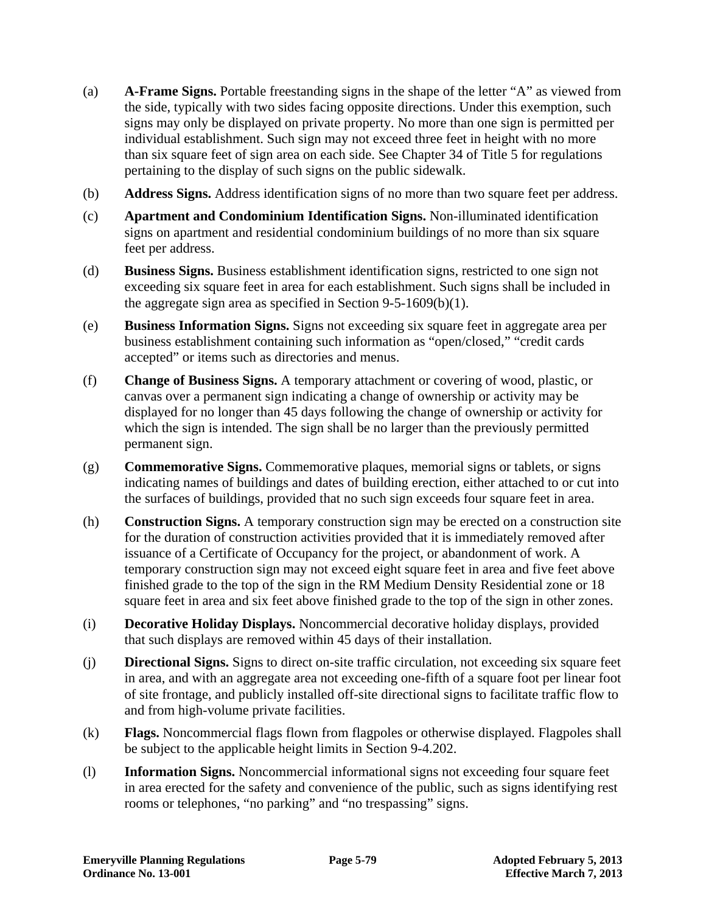(a) **A-Frame Signs.** Portable freestanding signs in the shape of the letter "A" as viewed from the side, typically with two sides facing opposite directions. Under this exemption, such signs may only be displayed on private property. No more than one sign is permitted per individual establishment. Such sign may not exceed three feet in height with no more than six square feet of sign area on each side. See Chapter 34 of Title 5 for regulations pertaining to the display of such signs on the public sidewalk.

(b) **Address Signs.** Address identification signs of no more than two square feet per address.

(c) **Apartment and Condominium Identification Signs.** Non-illuminated identification signs on apartment and residential condominium buildings of no more than six square feet per address.

(d) **Business Signs.** Business establishment identification signs, restricted to one sign not exceeding six square feet in area for each establishment. Such signs shall be included in the aggregate sign area as specified in Section 9-5-1609(b)(1).

(e) **Business Information Signs.** Signs not exceeding six square feet in aggregate area per business establishment containing such information as "open/closed," "credit cards accepted" or items such as directories and menus.

(f) **Change of Business Signs.** A temporary attachment or covering of wood, plastic, or canvas over a permanent sign indicating a change of ownership or activity may be displayed for no longer than 45 days following the change of ownership or activity for which the sign is intended. The sign shall be no larger than the previously permitted permanent sign.

(g) **Commemorative Signs.** Commemorative plaques, memorial signs or tablets, or signs indicating names of buildings and dates of building erection, either attached to or cut into the surfaces of buildings, provided that no such sign exceeds four square feet in area.

(h) **Construction Signs.** A temporary construction sign may be erected on a construction site for the duration of construction activities provided that it is immediately removed after issuance of a Certificate of Occupancy for the project, or abandonment of work. A temporary construction sign may not exceed eight square feet in area and five feet above finished grade to the top of the sign in the RM Medium Density Residential zone or 18 square feet in area and six feet above finished grade to the top of the sign in other zones.

(i) **Decorative Holiday Displays.** Noncommercial decorative holiday displays, provided that such displays are removed within 45 days of their installation.

(j) **Directional Signs.** Signs to direct on-site traffic circulation, not exceeding six square feet in area, and with an aggregate area not exceeding one-fifth of a square foot per linear foot of site frontage, and publicly installed off-site directional signs to facilitate traffic flow to and from high-volume private facilities.

(k) **Flags.** Noncommercial flags flown from flagpoles or otherwise displayed. Flagpoles shall be subject to the applicable height limits in Section 9-4.202.

(l) **Information Signs.** Noncommercial informational signs not exceeding four square feet in area erected for the safety and convenience of the public, such as signs identifying rest rooms or telephones, "no parking" and "no trespassing" signs.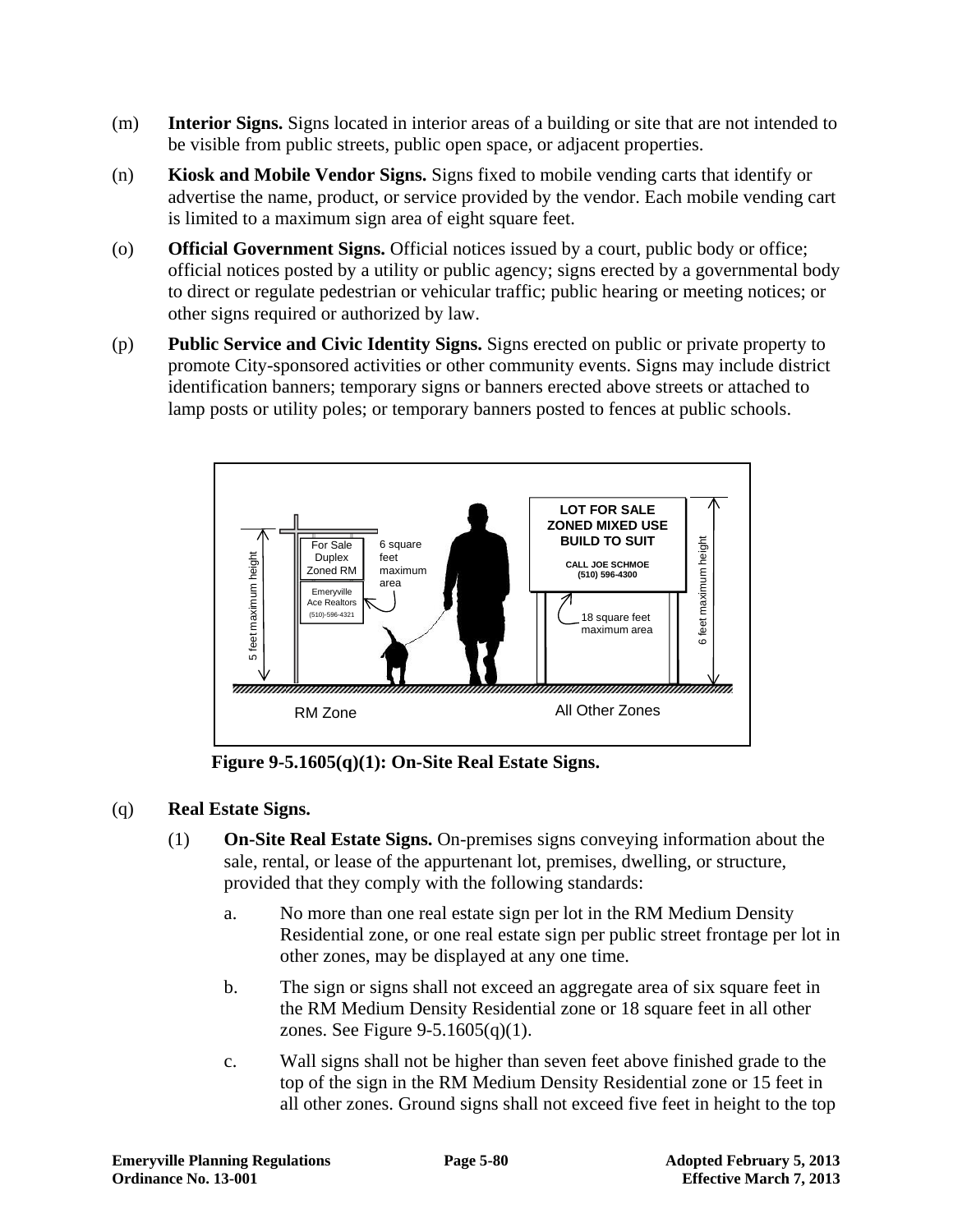(m) **Interior Signs.** Signs located in interior areas of a building or site that are not intended to be visible from public streets, public open space, or adjacent properties.

(n) **Kiosk and Mobile Vendor Signs.** Signs fixed to mobile vending carts that identify or advertise the name, product, or service provided by the vendor. Each mobile vending cart is limited to a maximum sign area of eight square feet.

(o) **Official Government Signs.** Official notices issued by a court, public body or office; official notices posted by a utility or public agency; signs erected by a governmental body to direct or regulate pedestrian or vehicular traffic; public hearing or meeting notices; or other signs required or authorized by law.

(p) **Public Service and Civic Identity Signs.** Signs erected on public or private property to promote City-sponsored activities or other community events. Signs may include district identification banners; temporary signs or banners erected above streets or attached to lamp posts or utility poles; or temporary banners posted to fences at public schools.

**Figure 9-5.1605(q)(1): On-Site Real Estate Signs.**

(q) **Real Estate Signs.**

(1) **On-Site Real Estate Signs.** On-premises signs conveying information about the sale, rental, or lease of the appurtenant lot, premises, dwelling, or structure, provided that they comply with the following standards:

a. No more than one real estate sign per lot in the RM Medium Density Residential zone, or one real estate sign per public street frontage per lot in other zones, may be displayed at any one time.

b. The sign or signs shall not exceed an aggregate area of six square feet in the RM Medium Density Residential zone or 18 square feet in all other zones. See Figure 9-5.1605(q)(1).

c. Wall signs shall not be higher than seven feet above finished grade to the top of the sign in the RM Medium Density Residential zone or 15 feet in all other zones. Ground signs shall not exceed five feet in height to the top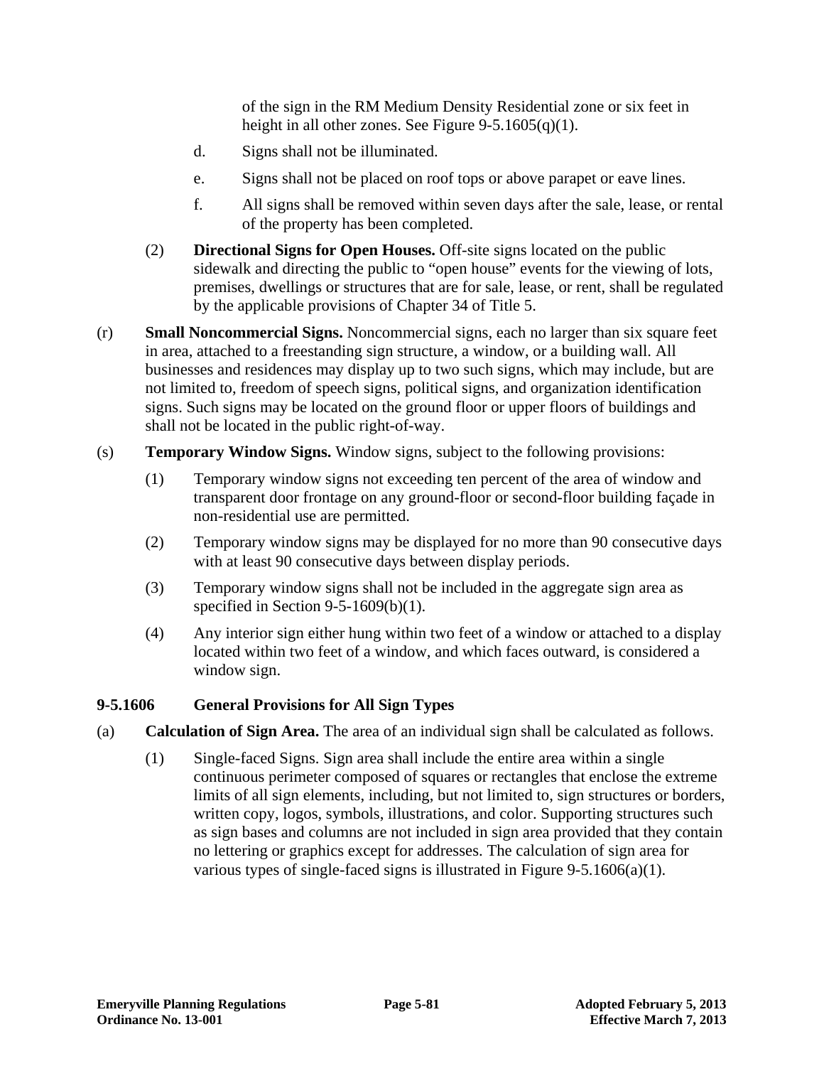of the sign in the RM Medium Density Residential zone or six feet in height in all other zones. See Figure 9-5.1605(q)(1).

d. Signs shall not be illuminated.

e. Signs shall not be placed on roof tops or above parapet or eave lines.

f. All signs shall be removed within seven days after the sale, lease, or rental of the property has been completed.

(2) **Directional Signs for Open Houses.** Off-site signs located on the public sidewalk and directing the public to "open house" events for the viewing of lots, premises, dwellings or structures that are for sale, lease, or rent, shall be regulated by the applicable provisions of Chapter 34 of Title 5.

(r) **Small Noncommercial Signs.** Noncommercial signs, each no larger than six square feet in area, attached to a freestanding sign structure, a window, or a building wall. All businesses and residences may display up to two such signs, which may include, but are not limited to, freedom of speech signs, political signs, and organization identification signs. Such signs may be located on the ground floor or upper floors of buildings and shall not be located in the public right-of-way.

(s) **Temporary Window Signs.** Window signs, subject to the following provisions:

(1) Temporary window signs not exceeding ten percent of the area of window and transparent door frontage on any ground-floor or second-floor building façade in non-residential use are permitted.

(2) Temporary window signs may be displayed for no more than 90 consecutive days with at least 90 consecutive days between display periods.

(3) Temporary window signs shall not be included in the aggregate sign area as specified in Section 9-5-1609(b)(1).

(4) Any interior sign either hung within two feet of a window or attached to a display located within two feet of a window, and which faces outward, is considered a window sign.

### 9-5.1606 General Provisions for All Sign Types

(a) **Calculation of Sign Area.** The area of an individual sign shall be calculated as follows.

(1) Single-faced Signs. Sign area shall include the entire area within a single continuous perimeter composed of squares or rectangles that enclose the extreme limits of all sign elements, including, but not limited to, sign structures or borders, written copy, logos, symbols, illustrations, and color. Supporting structures such as sign bases and columns are not included in sign area provided that they contain no lettering or graphics except for addresses. The calculation of sign area for various types of single-faced signs is illustrated in Figure 9-5.1606(a)(1).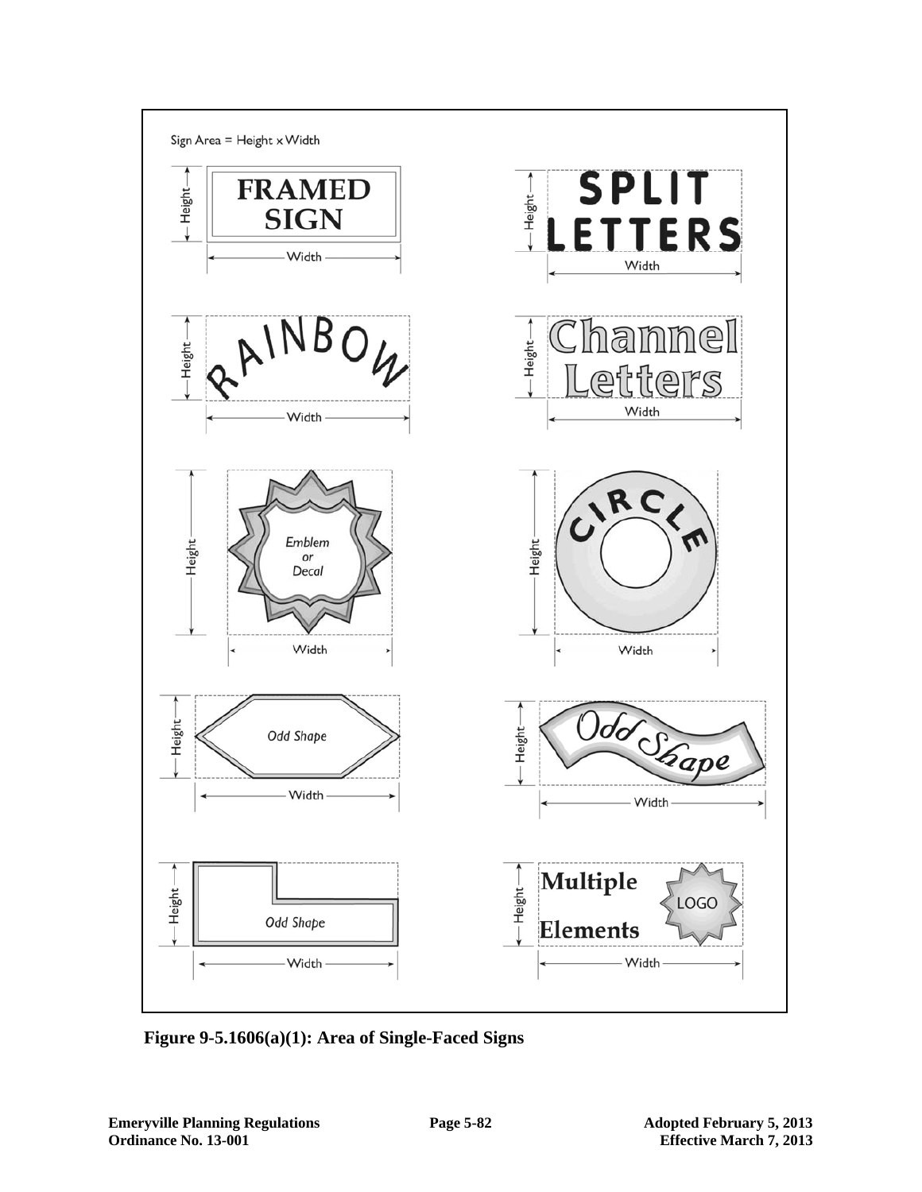Sign Area = Height x Width

FRAMED SIGN

SPLIT LETTERS

RAINBOW

Channel Letters

Emblem or Decal

CIRCLE

Odd Shape

Odd Shape

Odd Shape

Multiple Elements LOGO

**Figure 9-5.1606(a)(1): Area of Single-Faced Signs**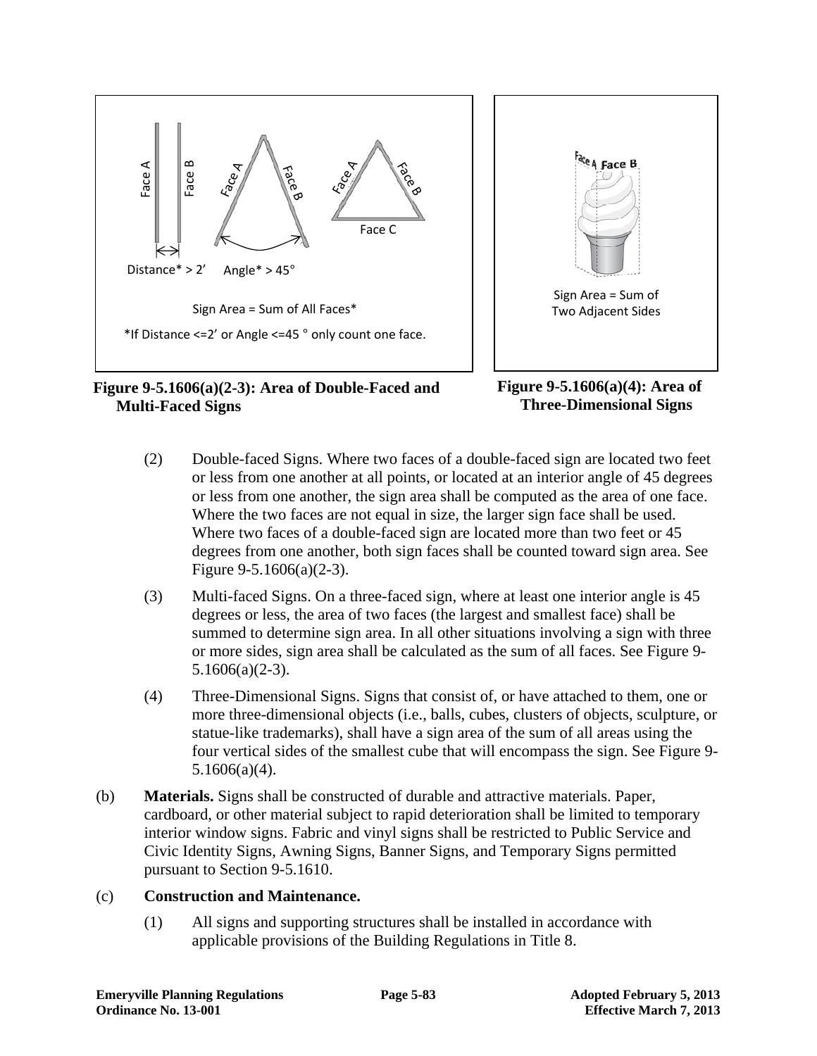Figure 9-5.1606(a)(2-3): Area of Double-Faced and Multi-Faced Signs

Figure 9-5.1606(a)(4): Area of Three-Dimensional Signs

(2) Double-faced Signs. Where two faces of a double-faced sign are located two feet or less from one another at all points, or located at an interior angle of 45 degrees or less from one another, the sign area shall be computed as the area of one face. Where the two faces are not equal in size, the larger sign face shall be used. Where two faces of a double-faced sign are located more than two feet or 45 degrees from one another, both sign faces shall be counted toward sign area. See Figure 9-5.1606(a)(2-3).

(3) Multi-faced Signs. On a three-faced sign, where at least one interior angle is 45 degrees or less, the area of two faces (the largest and smallest face) shall be summed to determine sign area. In all other situations involving a sign with three or more sides, sign area shall be calculated as the sum of all faces. See Figure 9-5.1606(a)(2-3).

(4) Three-Dimensional Signs. Signs that consist of, or have attached to them, one or more three-dimensional objects (i.e., balls, cubes, clusters of objects, sculpture, or statue-like trademarks), shall have a sign area of the sum of all areas using the four vertical sides of the smallest cube that will encompass the sign. See Figure 9-5.1606(a)(4).

(b) **Materials.** Signs shall be constructed of durable and attractive materials. Paper, cardboard, or other material subject to rapid deterioration shall be limited to temporary interior window signs. Fabric and vinyl signs shall be restricted to Public Service and Civic Identity Signs, Awning Signs, Banner Signs, and Temporary Signs permitted pursuant to Section 9-5.1610.

(c) **Construction and Maintenance.**

(1) All signs and supporting structures shall be installed in accordance with applicable provisions of the Building Regulations in Title 8.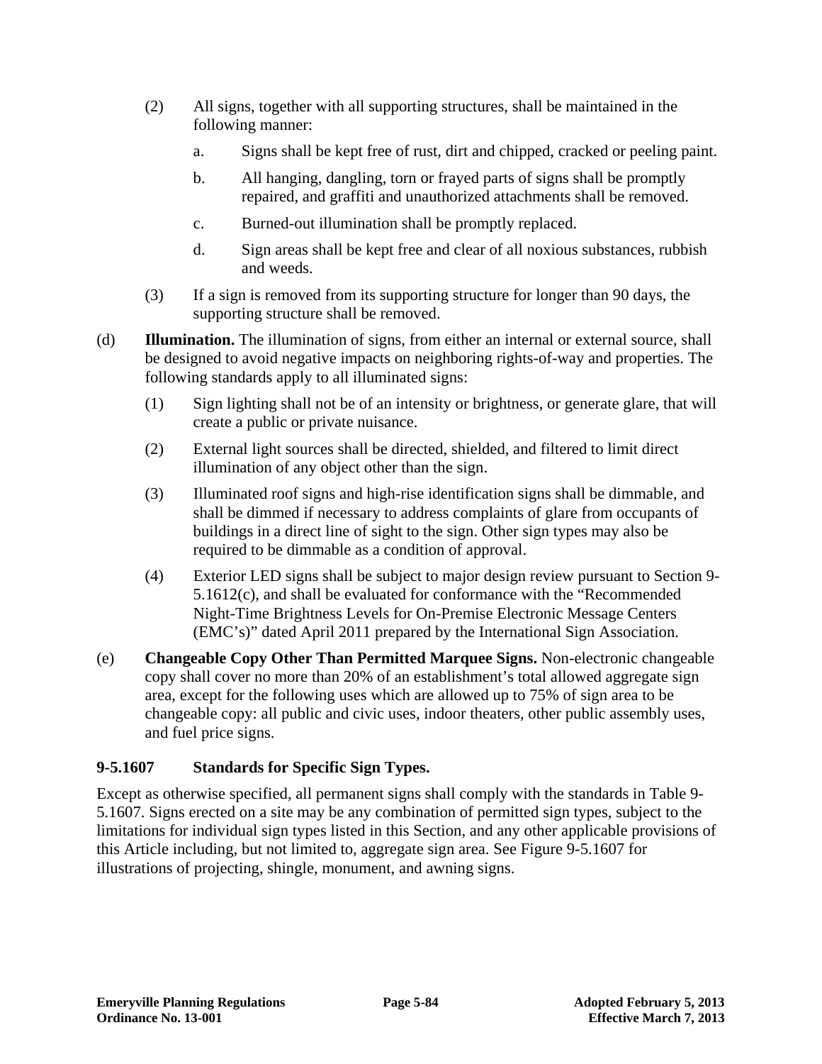(2) All signs, together with all supporting structures, shall be maintained in the following manner:

   a. Signs shall be kept free of rust, dirt and chipped, cracked or peeling paint.

   b. All hanging, dangling, torn or frayed parts of signs shall be promptly repaired, and graffiti and unauthorized attachments shall be removed.

   c. Burned-out illumination shall be promptly replaced.

   d. Sign areas shall be kept free and clear of all noxious substances, rubbish and weeds.

(3) If a sign is removed from its supporting structure for longer than 90 days, the supporting structure shall be removed.

(d) **Illumination.** The illumination of signs, from either an internal or external source, shall be designed to avoid negative impacts on neighboring rights-of-way and properties. The following standards apply to all illuminated signs:

(1) Sign lighting shall not be of an intensity or brightness, or generate glare, that will create a public or private nuisance.

(2) External light sources shall be directed, shielded, and filtered to limit direct illumination of any object other than the sign.

(3) Illuminated roof signs and high-rise identification signs shall be dimmable, and shall be dimmed if necessary to address complaints of glare from occupants of buildings in a direct line of sight to the sign. Other sign types may also be required to be dimmable as a condition of approval.

(4) Exterior LED signs shall be subject to major design review pursuant to Section 9-5.1612(c), and shall be evaluated for conformance with the "Recommended Night-Time Brightness Levels for On-Premise Electronic Message Centers (EMC's)" dated April 2011 prepared by the International Sign Association.

(e) **Changeable Copy Other Than Permitted Marquee Signs.** Non-electronic changeable copy shall cover no more than 20% of an establishment's total allowed aggregate sign area, except for the following uses which are allowed up to 75% of sign area to be changeable copy: all public and civic uses, indoor theaters, other public assembly uses, and fuel price signs.

### 9-5.1607 Standards for Specific Sign Types.

Except as otherwise specified, all permanent signs shall comply with the standards in Table 9-5.1607. Signs erected on a site may be any combination of permitted sign types, subject to the limitations for individual sign types listed in this Section, and any other applicable provisions of this Article including, but not limited to, aggregate sign area. See Figure 9-5.1607 for illustrations of projecting, shingle, monument, and awning signs.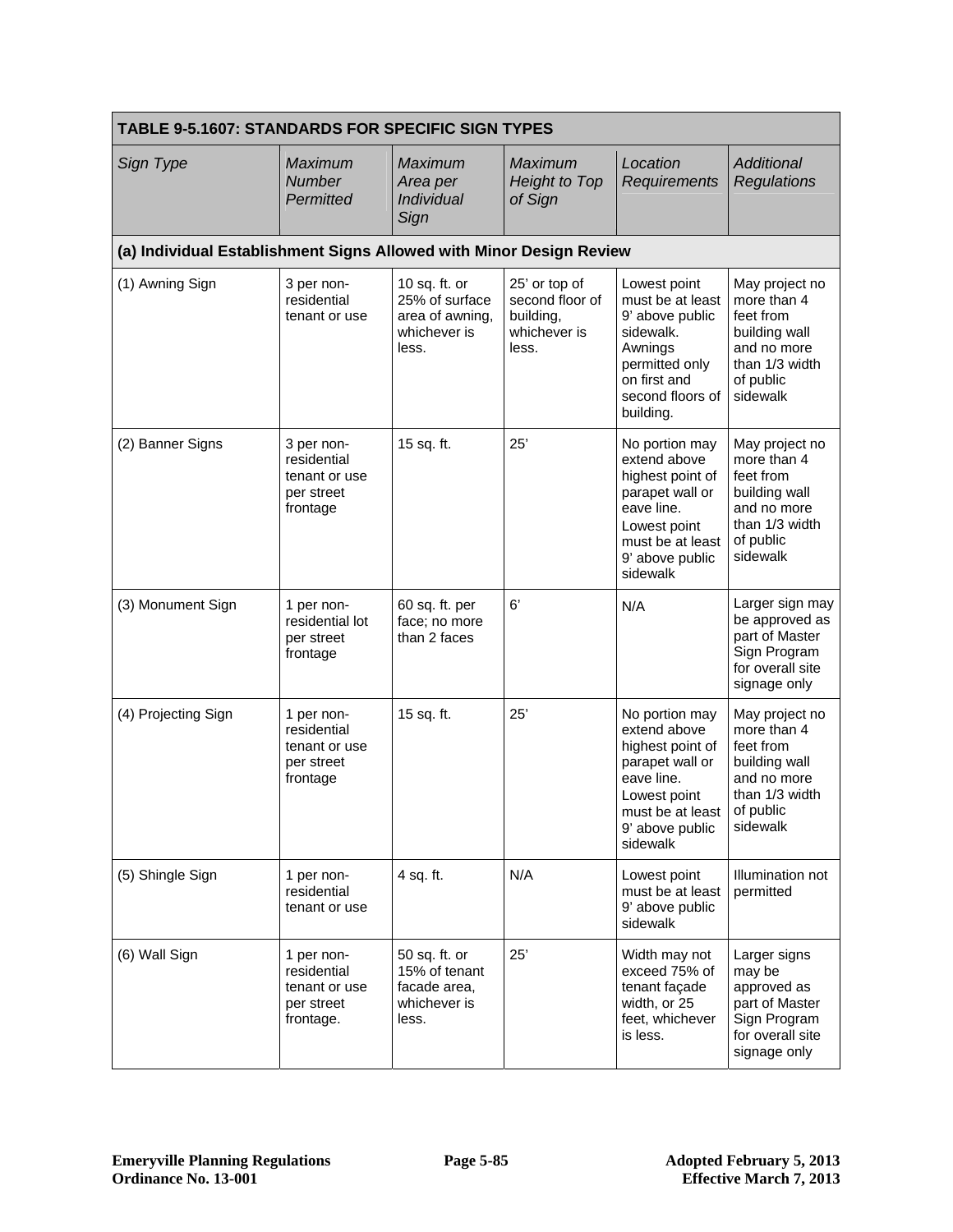| TABLE 9-5.1607: STANDARDS FOR SPECIFIC SIGN TYPES | | | | | |
|---|---|---|---|---|---|
| *Sign Type* | *Maximum Number Permitted* | *Maximum Area per Individual Sign* | *Maximum Height to Top of Sign* | *Location Requirements* | *Additional Regulations* |
| **(a) Individual Establishment Signs Allowed with Minor Design Review** | | | | | |
| (1) Awning Sign | 3 per non-residential tenant or use | 10 sq. ft. or 25% of surface area of awning, whichever is less. | 25' or top of second floor of building, whichever is less. | Lowest point must be at least 9' above public sidewalk. Awnings permitted only on first and second floors of building. | May project no more than 4 feet from building wall and no more than 1/3 width of public sidewalk |
| (2) Banner Signs | 3 per non-residential tenant or use per street frontage | 15 sq. ft. | 25' | No portion may extend above highest point of parapet wall or eave line. Lowest point must be at least 9' above public sidewalk | May project no more than 4 feet from building wall and no more than 1/3 width of public sidewalk |
| (3) Monument Sign | 1 per non-residential lot per street frontage | 60 sq. ft. per face; no more than 2 faces | 6' | N/A | Larger sign may be approved as part of Master Sign Program for overall site signage only |
| (4) Projecting Sign | 1 per non-residential tenant or use per street frontage | 15 sq. ft. | 25' | No portion may extend above highest point of parapet wall or eave line. Lowest point must be at least 9' above public sidewalk | May project no more than 4 feet from building wall and no more than 1/3 width of public sidewalk |
| (5) Shingle Sign | 1 per non-residential tenant or use | 4 sq. ft. | N/A | Lowest point must be at least 9' above public sidewalk | Illumination not permitted |
| (6) Wall Sign | 1 per non-residential tenant or use per street frontage. | 50 sq. ft. or 15% of tenant facade area, whichever is less. | 25' | Width may not exceed 75% of tenant façade width, or 25 feet, whichever is less. | Larger signs may be approved as part of Master Sign Program for overall site signage only |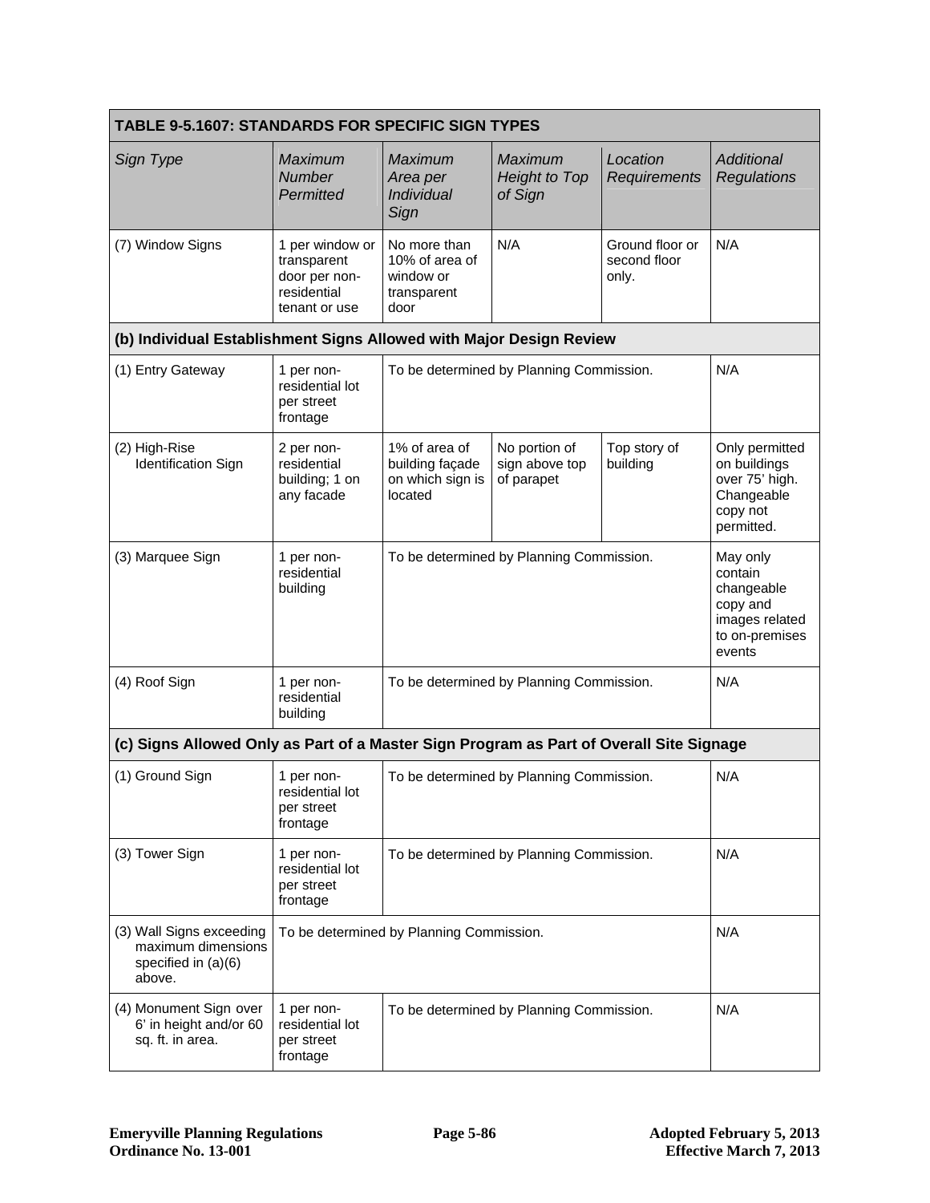| TABLE 9-5.1607: STANDARDS FOR SPECIFIC SIGN TYPES | | | | | |
|---|---|---|---|---|---|
| *Sign Type* | *Maximum Number Permitted* | *Maximum Area per Individual Sign* | *Maximum Height to Top of Sign* | *Location Requirements* | *Additional Regulations* |
| (7) Window Signs | 1 per window or transparent door per non-residential tenant or use | No more than 10% of area of window or transparent door | N/A | Ground floor or second floor only. | N/A |
| **(b) Individual Establishment Signs Allowed with Major Design Review** | | | | | |
| (1) Entry Gateway | 1 per non-residential lot per street frontage | To be determined by Planning Commission. | | | N/A |
| (2) High-Rise Identification Sign | 2 per non-residential building; 1 on any facade | 1% of area of building façade on which sign is located | No portion of sign above top of parapet | Top story of building | Only permitted on buildings over 75' high. Changeable copy not permitted. |
| (3) Marquee Sign | 1 per non-residential building | To be determined by Planning Commission. | | | May only contain changeable copy and images related to on-premises events |
| (4) Roof Sign | 1 per non-residential building | To be determined by Planning Commission. | | | N/A |
| **(c) Signs Allowed Only as Part of a Master Sign Program as Part of Overall Site Signage** | | | | | |
| (1) Ground Sign | 1 per non-residential lot per street frontage | To be determined by Planning Commission. | | | N/A |
| (3) Tower Sign | 1 per non-residential lot per street frontage | To be determined by Planning Commission. | | | N/A |
| (3) Wall Signs exceeding maximum dimensions specified in (a)(6) above. | To be determined by Planning Commission. | | | | N/A |
| (4) Monument Sign over 6' in height and/or 60 sq. ft. in area. | 1 per non-residential lot per street frontage | To be determined by Planning Commission. | | | N/A |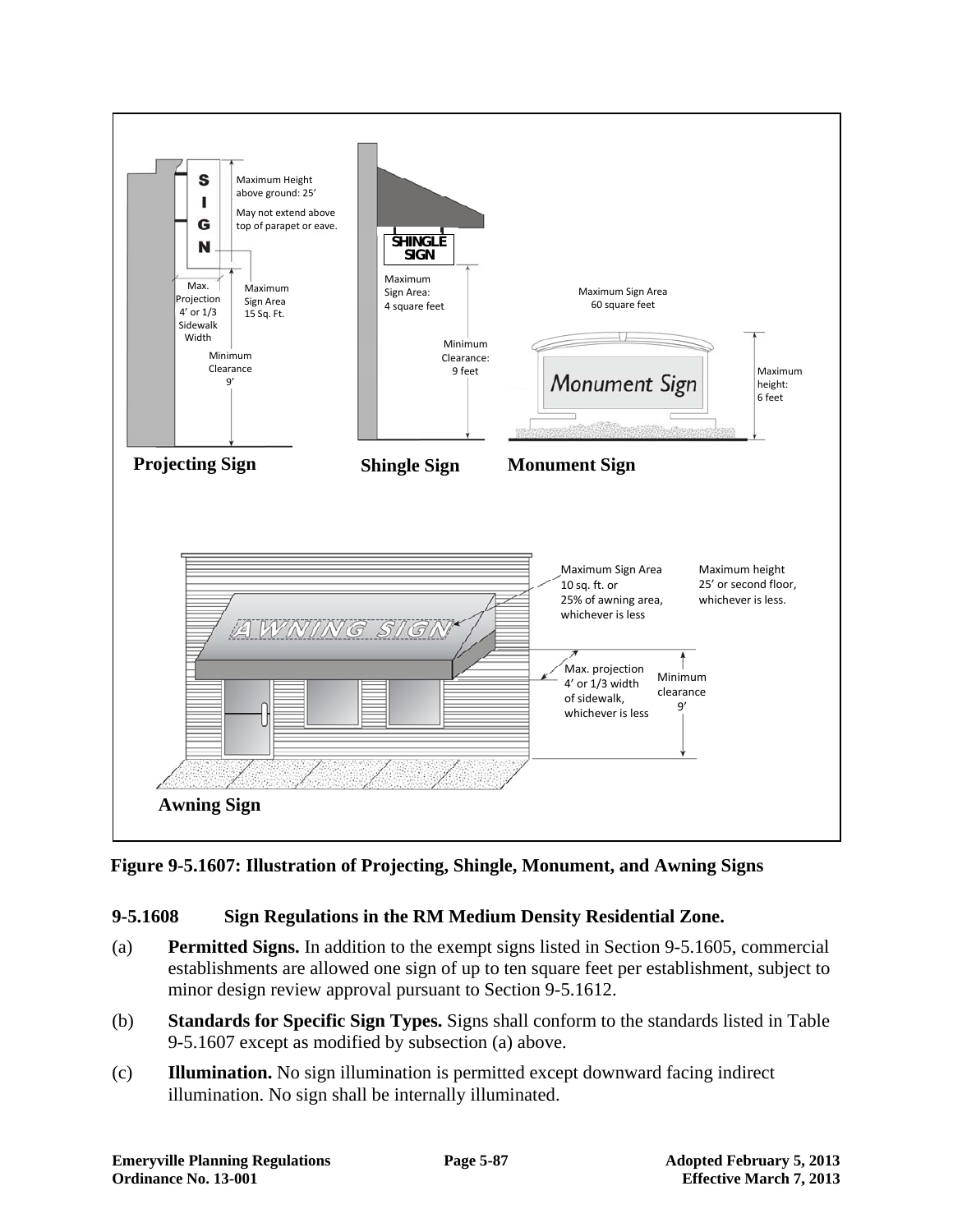**Figure 9-5.1607: Illustration of Projecting, Shingle, Monument, and Awning Signs**

### 9-5.1608 Sign Regulations in the RM Medium Density Residential Zone.

(a) **Permitted Signs.** In addition to the exempt signs listed in Section 9-5.1605, commercial establishments are allowed one sign of up to ten square feet per establishment, subject to minor design review approval pursuant to Section 9-5.1612.

(b) **Standards for Specific Sign Types.** Signs shall conform to the standards listed in Table 9-5.1607 except as modified by subsection (a) above.

(c) **Illumination.** No sign illumination is permitted except downward facing indirect illumination. No sign shall be internally illuminated.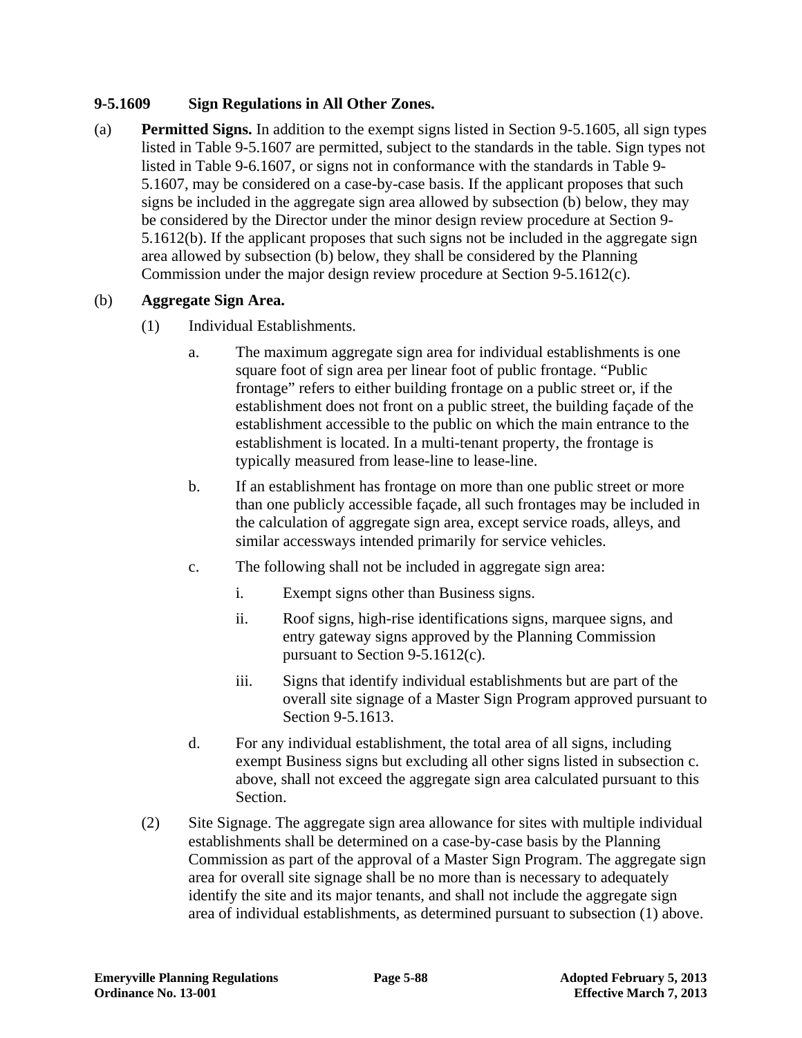### 9-5.1609 Sign Regulations in All Other Zones.

(a) **Permitted Signs.** In addition to the exempt signs listed in Section 9-5.1605, all sign types listed in Table 9-5.1607 are permitted, subject to the standards in the table. Sign types not listed in Table 9-6.1607, or signs not in conformance with the standards in Table 9-5.1607, may be considered on a case-by-case basis. If the applicant proposes that such signs be included in the aggregate sign area allowed by subsection (b) below, they may be considered by the Director under the minor design review procedure at Section 9-5.1612(b). If the applicant proposes that such signs not be included in the aggregate sign area allowed by subsection (b) below, they shall be considered by the Planning Commission under the major design review procedure at Section 9-5.1612(c).

(b) **Aggregate Sign Area.**

(1) Individual Establishments.

a. The maximum aggregate sign area for individual establishments is one square foot of sign area per linear foot of public frontage. "Public frontage" refers to either building frontage on a public street or, if the establishment does not front on a public street, the building façade of the establishment accessible to the public on which the main entrance to the establishment is located. In a multi-tenant property, the frontage is typically measured from lease-line to lease-line.

b. If an establishment has frontage on more than one public street or more than one publicly accessible façade, all such frontages may be included in the calculation of aggregate sign area, except service roads, alleys, and similar accessways intended primarily for service vehicles.

c. The following shall not be included in aggregate sign area:

i. Exempt signs other than Business signs.

ii. Roof signs, high-rise identifications signs, marquee signs, and entry gateway signs approved by the Planning Commission pursuant to Section 9-5.1612(c).

iii. Signs that identify individual establishments but are part of the overall site signage of a Master Sign Program approved pursuant to Section 9-5.1613.

d. For any individual establishment, the total area of all signs, including exempt Business signs but excluding all other signs listed in subsection c. above, shall not exceed the aggregate sign area calculated pursuant to this Section.

(2) Site Signage. The aggregate sign area allowance for sites with multiple individual establishments shall be determined on a case-by-case basis by the Planning Commission as part of the approval of a Master Sign Program. The aggregate sign area for overall site signage shall be no more than is necessary to adequately identify the site and its major tenants, and shall not include the aggregate sign area of individual establishments, as determined pursuant to subsection (1) above.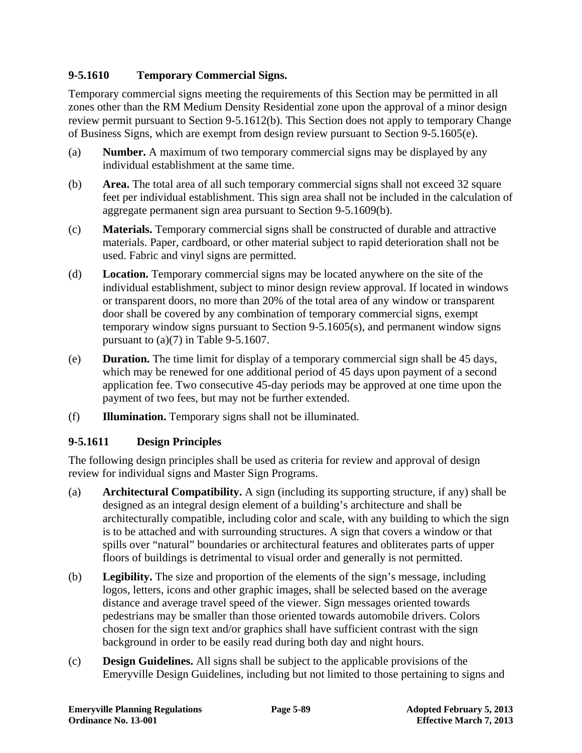### 9-5.1610 Temporary Commercial Signs.

Temporary commercial signs meeting the requirements of this Section may be permitted in all zones other than the RM Medium Density Residential zone upon the approval of a minor design review permit pursuant to Section 9-5.1612(b). This Section does not apply to temporary Change of Business Signs, which are exempt from design review pursuant to Section 9-5.1605(e).

(a) **Number.** A maximum of two temporary commercial signs may be displayed by any individual establishment at the same time.

(b) **Area.** The total area of all such temporary commercial signs shall not exceed 32 square feet per individual establishment. This sign area shall not be included in the calculation of aggregate permanent sign area pursuant to Section 9-5.1609(b).

(c) **Materials.** Temporary commercial signs shall be constructed of durable and attractive materials. Paper, cardboard, or other material subject to rapid deterioration shall not be used. Fabric and vinyl signs are permitted.

(d) **Location.** Temporary commercial signs may be located anywhere on the site of the individual establishment, subject to minor design review approval. If located in windows or transparent doors, no more than 20% of the total area of any window or transparent door shall be covered by any combination of temporary commercial signs, exempt temporary window signs pursuant to Section 9-5.1605(s), and permanent window signs pursuant to (a)(7) in Table 9-5.1607.

(e) **Duration.** The time limit for display of a temporary commercial sign shall be 45 days, which may be renewed for one additional period of 45 days upon payment of a second application fee. Two consecutive 45-day periods may be approved at one time upon the payment of two fees, but may not be further extended.

(f) **Illumination.** Temporary signs shall not be illuminated.

### 9-5.1611 Design Principles

The following design principles shall be used as criteria for review and approval of design review for individual signs and Master Sign Programs.

(a) **Architectural Compatibility.** A sign (including its supporting structure, if any) shall be designed as an integral design element of a building's architecture and shall be architecturally compatible, including color and scale, with any building to which the sign is to be attached and with surrounding structures. A sign that covers a window or that spills over "natural" boundaries or architectural features and obliterates parts of upper floors of buildings is detrimental to visual order and generally is not permitted.

(b) **Legibility.** The size and proportion of the elements of the sign's message, including logos, letters, icons and other graphic images, shall be selected based on the average distance and average travel speed of the viewer. Sign messages oriented towards pedestrians may be smaller than those oriented towards automobile drivers. Colors chosen for the sign text and/or graphics shall have sufficient contrast with the sign background in order to be easily read during both day and night hours.

(c) **Design Guidelines.** All signs shall be subject to the applicable provisions of the Emeryville Design Guidelines, including but not limited to those pertaining to signs and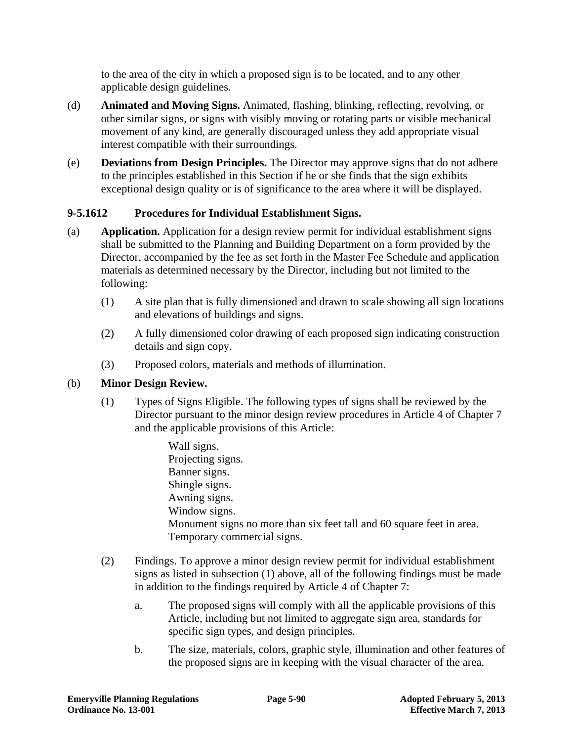to the area of the city in which a proposed sign is to be located, and to any other applicable design guidelines.

(d) **Animated and Moving Signs.** Animated, flashing, blinking, reflecting, revolving, or other similar signs, or signs with visibly moving or rotating parts or visible mechanical movement of any kind, are generally discouraged unless they add appropriate visual interest compatible with their surroundings.

(e) **Deviations from Design Principles.** The Director may approve signs that do not adhere to the principles established in this Section if he or she finds that the sign exhibits exceptional design quality or is of significance to the area where it will be displayed.

### 9-5.1612 Procedures for Individual Establishment Signs.

(a) **Application.** Application for a design review permit for individual establishment signs shall be submitted to the Planning and Building Department on a form provided by the Director, accompanied by the fee as set forth in the Master Fee Schedule and application materials as determined necessary by the Director, including but not limited to the following:

- (1) A site plan that is fully dimensioned and drawn to scale showing all sign locations and elevations of buildings and signs.
- (2) A fully dimensioned color drawing of each proposed sign indicating construction details and sign copy.
- (3) Proposed colors, materials and methods of illumination.

(b) **Minor Design Review.**

- (1) Types of Signs Eligible. The following types of signs shall be reviewed by the Director pursuant to the minor design review procedures in Article 4 of Chapter 7 and the applicable provisions of this Article:

  Wall signs.
  Projecting signs.
  Banner signs.
  Shingle signs.
  Awning signs.
  Window signs.
  Monument signs no more than six feet tall and 60 square feet in area.
  Temporary commercial signs.

- (2) Findings. To approve a minor design review permit for individual establishment signs as listed in subsection (1) above, all of the following findings must be made in addition to the findings required by Article 4 of Chapter 7:

  - a. The proposed signs will comply with all the applicable provisions of this Article, including but not limited to aggregate sign area, standards for specific sign types, and design principles.
  - b. The size, materials, colors, graphic style, illumination and other features of the proposed signs are in keeping with the visual character of the area.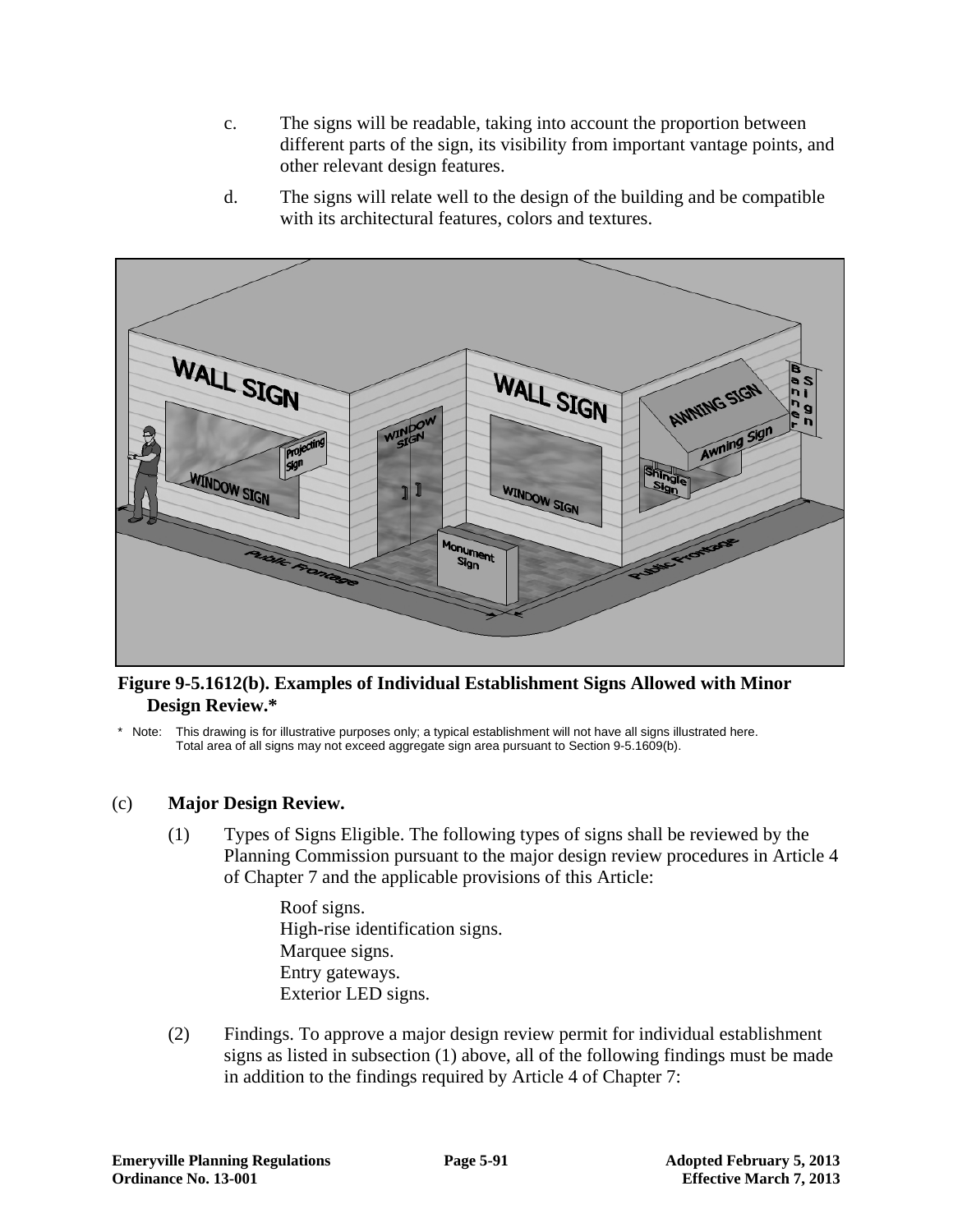c. The signs will be readable, taking into account the proportion between different parts of the sign, its visibility from important vantage points, and other relevant design features.

d. The signs will relate well to the design of the building and be compatible with its architectural features, colors and textures.

**Figure 9-5.1612(b). Examples of Individual Establishment Signs Allowed with Minor Design Review.***

\* Note: This drawing is for illustrative purposes only; a typical establishment will not have all signs illustrated here. Total area of all signs may not exceed aggregate sign area pursuant to Section 9-5.1609(b).

(c) **Major Design Review.**

(1) Types of Signs Eligible. The following types of signs shall be reviewed by the Planning Commission pursuant to the major design review procedures in Article 4 of Chapter 7 and the applicable provisions of this Article:

Roof signs.
High-rise identification signs.
Marquee signs.
Entry gateways.
Exterior LED signs.

(2) Findings. To approve a major design review permit for individual establishment signs as listed in subsection (1) above, all of the following findings must be made in addition to the findings required by Article 4 of Chapter 7: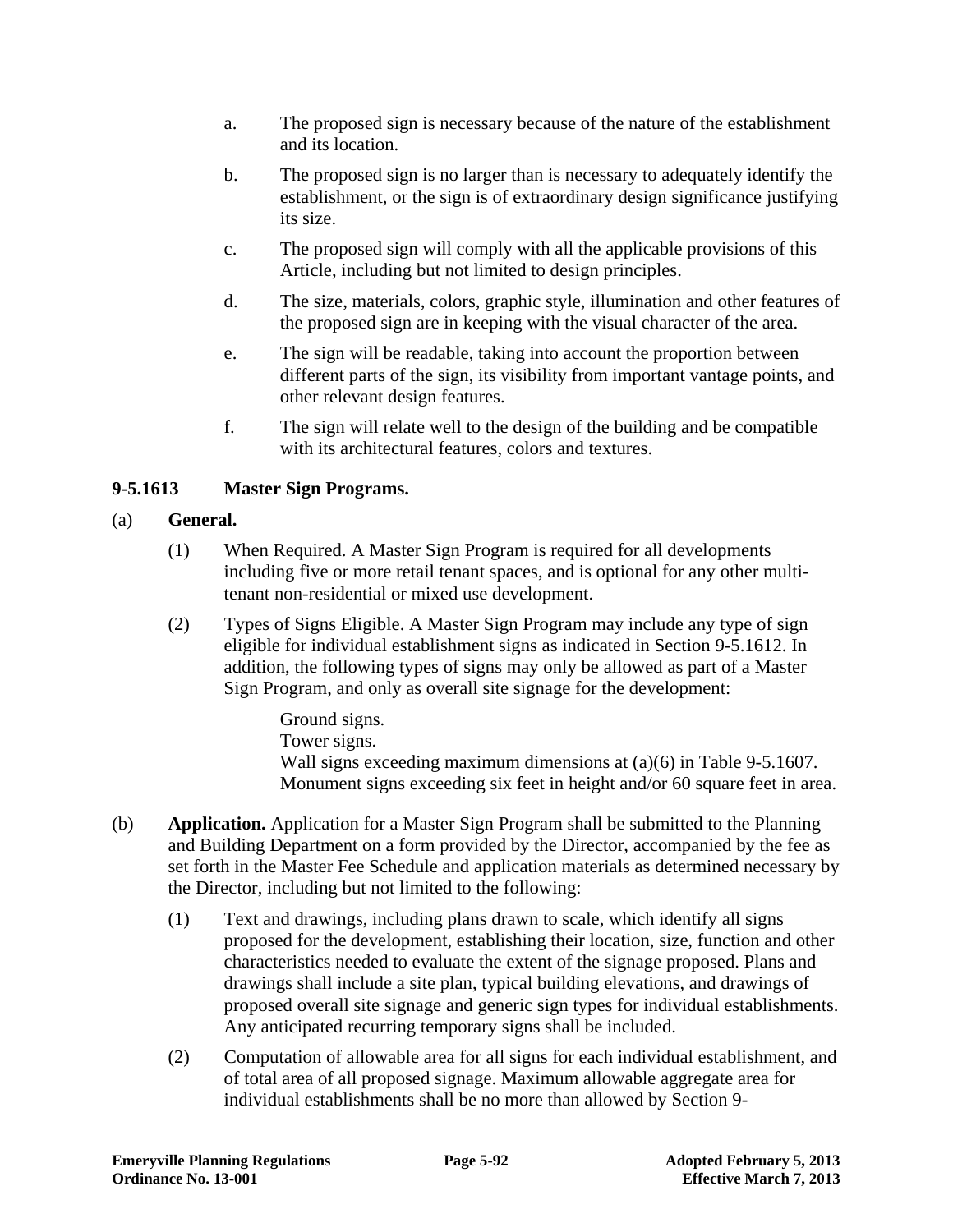a. The proposed sign is necessary because of the nature of the establishment and its location.

b. The proposed sign is no larger than is necessary to adequately identify the establishment, or the sign is of extraordinary design significance justifying its size.

c. The proposed sign will comply with all the applicable provisions of this Article, including but not limited to design principles.

d. The size, materials, colors, graphic style, illumination and other features of the proposed sign are in keeping with the visual character of the area.

e. The sign will be readable, taking into account the proportion between different parts of the sign, its visibility from important vantage points, and other relevant design features.

f. The sign will relate well to the design of the building and be compatible with its architectural features, colors and textures.

**9-5.1613 Master Sign Programs.**

(a) **General.**

(1) When Required. A Master Sign Program is required for all developments including five or more retail tenant spaces, and is optional for any other multi-tenant non-residential or mixed use development.

(2) Types of Signs Eligible. A Master Sign Program may include any type of sign eligible for individual establishment signs as indicated in Section 9-5.1612. In addition, the following types of signs may only be allowed as part of a Master Sign Program, and only as overall site signage for the development:

Ground signs.
Tower signs.
Wall signs exceeding maximum dimensions at (a)(6) in Table 9-5.1607.
Monument signs exceeding six feet in height and/or 60 square feet in area.

(b) **Application.** Application for a Master Sign Program shall be submitted to the Planning and Building Department on a form provided by the Director, accompanied by the fee as set forth in the Master Fee Schedule and application materials as determined necessary by the Director, including but not limited to the following:

(1) Text and drawings, including plans drawn to scale, which identify all signs proposed for the development, establishing their location, size, function and other characteristics needed to evaluate the extent of the signage proposed. Plans and drawings shall include a site plan, typical building elevations, and drawings of proposed overall site signage and generic sign types for individual establishments. Any anticipated recurring temporary signs shall be included.

(2) Computation of allowable area for all signs for each individual establishment, and of total area of all proposed signage. Maximum allowable aggregate area for individual establishments shall be no more than allowed by Section 9-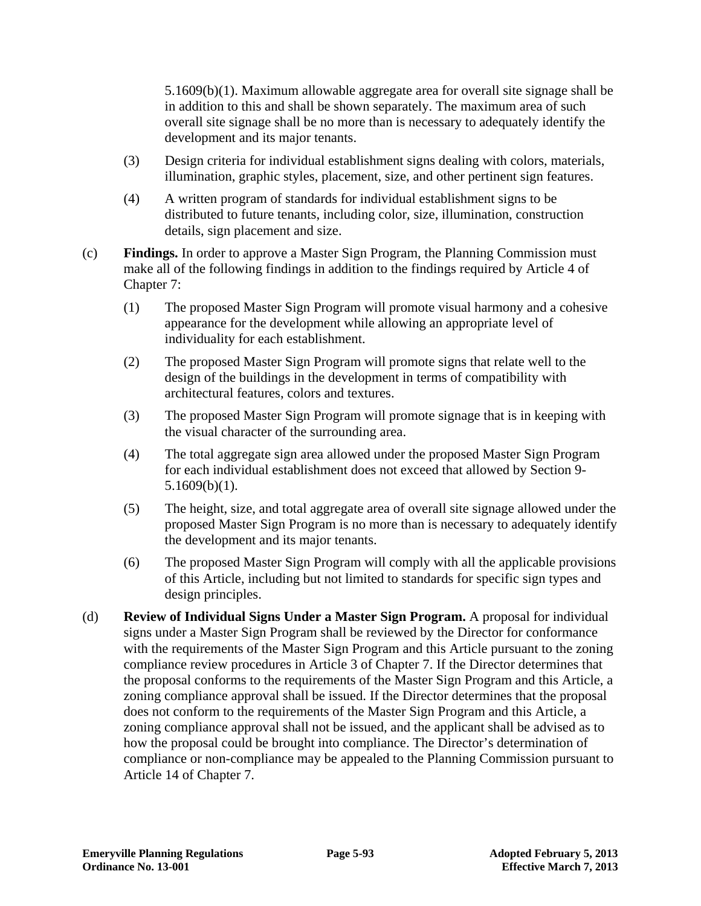5.1609(b)(1). Maximum allowable aggregate area for overall site signage shall be in addition to this and shall be shown separately. The maximum area of such overall site signage shall be no more than is necessary to adequately identify the development and its major tenants.

(3) Design criteria for individual establishment signs dealing with colors, materials, illumination, graphic styles, placement, size, and other pertinent sign features.

(4) A written program of standards for individual establishment signs to be distributed to future tenants, including color, size, illumination, construction details, sign placement and size.

(c) **Findings.** In order to approve a Master Sign Program, the Planning Commission must make all of the following findings in addition to the findings required by Article 4 of Chapter 7:

(1) The proposed Master Sign Program will promote visual harmony and a cohesive appearance for the development while allowing an appropriate level of individuality for each establishment.

(2) The proposed Master Sign Program will promote signs that relate well to the design of the buildings in the development in terms of compatibility with architectural features, colors and textures.

(3) The proposed Master Sign Program will promote signage that is in keeping with the visual character of the surrounding area.

(4) The total aggregate sign area allowed under the proposed Master Sign Program for each individual establishment does not exceed that allowed by Section 9-5.1609(b)(1).

(5) The height, size, and total aggregate area of overall site signage allowed under the proposed Master Sign Program is no more than is necessary to adequately identify the development and its major tenants.

(6) The proposed Master Sign Program will comply with all the applicable provisions of this Article, including but not limited to standards for specific sign types and design principles.

(d) **Review of Individual Signs Under a Master Sign Program.** A proposal for individual signs under a Master Sign Program shall be reviewed by the Director for conformance with the requirements of the Master Sign Program and this Article pursuant to the zoning compliance review procedures in Article 3 of Chapter 7. If the Director determines that the proposal conforms to the requirements of the Master Sign Program and this Article, a zoning compliance approval shall be issued. If the Director determines that the proposal does not conform to the requirements of the Master Sign Program and this Article, a zoning compliance approval shall not be issued, and the applicant shall be advised as to how the proposal could be brought into compliance. The Director's determination of compliance or non-compliance may be appealed to the Planning Commission pursuant to Article 14 of Chapter 7.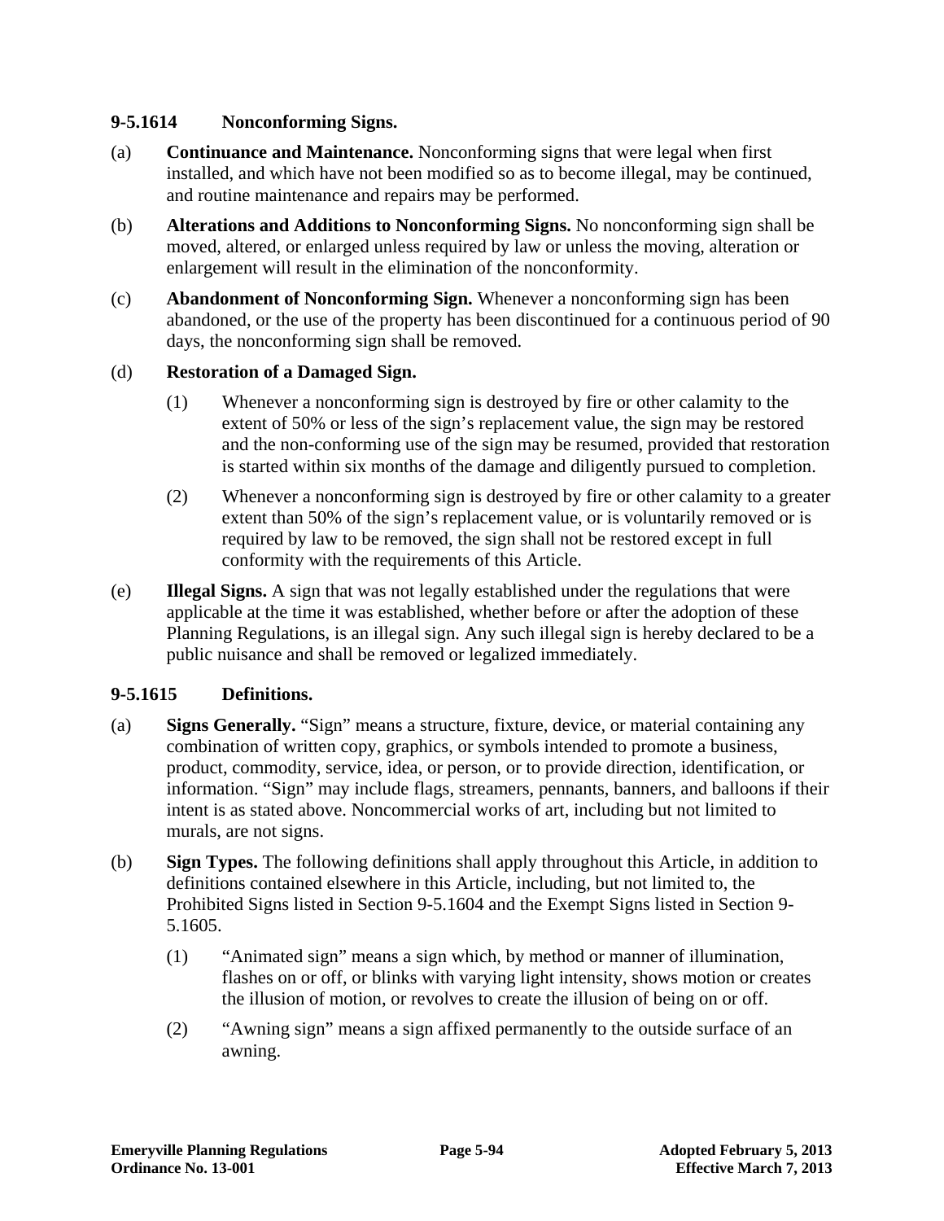### 9-5.1614 Nonconforming Signs.

(a) **Continuance and Maintenance.** Nonconforming signs that were legal when first installed, and which have not been modified so as to become illegal, may be continued, and routine maintenance and repairs may be performed.

(b) **Alterations and Additions to Nonconforming Signs.** No nonconforming sign shall be moved, altered, or enlarged unless required by law or unless the moving, alteration or enlargement will result in the elimination of the nonconformity.

(c) **Abandonment of Nonconforming Sign.** Whenever a nonconforming sign has been abandoned, or the use of the property has been discontinued for a continuous period of 90 days, the nonconforming sign shall be removed.

(d) **Restoration of a Damaged Sign.**

(1) Whenever a nonconforming sign is destroyed by fire or other calamity to the extent of 50% or less of the sign's replacement value, the sign may be restored and the non-conforming use of the sign may be resumed, provided that restoration is started within six months of the damage and diligently pursued to completion.

(2) Whenever a nonconforming sign is destroyed by fire or other calamity to a greater extent than 50% of the sign's replacement value, or is voluntarily removed or is required by law to be removed, the sign shall not be restored except in full conformity with the requirements of this Article.

(e) **Illegal Signs.** A sign that was not legally established under the regulations that were applicable at the time it was established, whether before or after the adoption of these Planning Regulations, is an illegal sign. Any such illegal sign is hereby declared to be a public nuisance and shall be removed or legalized immediately.

### 9-5.1615 Definitions.

(a) **Signs Generally.** "Sign" means a structure, fixture, device, or material containing any combination of written copy, graphics, or symbols intended to promote a business, product, commodity, service, idea, or person, or to provide direction, identification, or information. "Sign" may include flags, streamers, pennants, banners, and balloons if their intent is as stated above. Noncommercial works of art, including but not limited to murals, are not signs.

(b) **Sign Types.** The following definitions shall apply throughout this Article, in addition to definitions contained elsewhere in this Article, including, but not limited to, the Prohibited Signs listed in Section 9-5.1604 and the Exempt Signs listed in Section 9-5.1605.

(1) "Animated sign" means a sign which, by method or manner of illumination, flashes on or off, or blinks with varying light intensity, shows motion or creates the illusion of motion, or revolves to create the illusion of being on or off.

(2) "Awning sign" means a sign affixed permanently to the outside surface of an awning.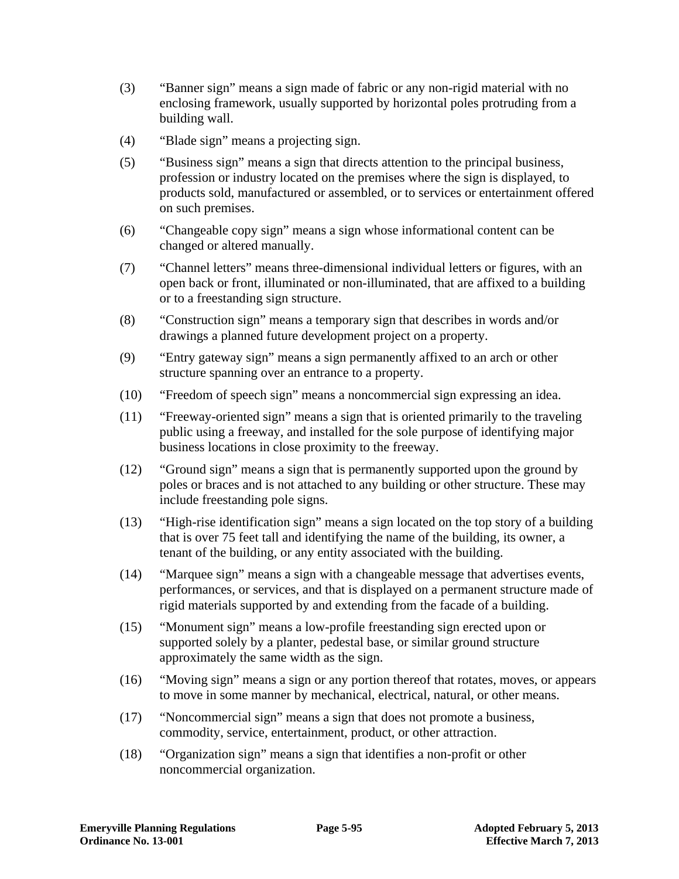(3) "Banner sign" means a sign made of fabric or any non-rigid material with no enclosing framework, usually supported by horizontal poles protruding from a building wall.

(4) "Blade sign" means a projecting sign.

(5) "Business sign" means a sign that directs attention to the principal business, profession or industry located on the premises where the sign is displayed, to products sold, manufactured or assembled, or to services or entertainment offered on such premises.

(6) "Changeable copy sign" means a sign whose informational content can be changed or altered manually.

(7) "Channel letters" means three-dimensional individual letters or figures, with an open back or front, illuminated or non-illuminated, that are affixed to a building or to a freestanding sign structure.

(8) "Construction sign" means a temporary sign that describes in words and/or drawings a planned future development project on a property.

(9) "Entry gateway sign" means a sign permanently affixed to an arch or other structure spanning over an entrance to a property.

(10) "Freedom of speech sign" means a noncommercial sign expressing an idea.

(11) "Freeway-oriented sign" means a sign that is oriented primarily to the traveling public using a freeway, and installed for the sole purpose of identifying major business locations in close proximity to the freeway.

(12) "Ground sign" means a sign that is permanently supported upon the ground by poles or braces and is not attached to any building or other structure. These may include freestanding pole signs.

(13) "High-rise identification sign" means a sign located on the top story of a building that is over 75 feet tall and identifying the name of the building, its owner, a tenant of the building, or any entity associated with the building.

(14) "Marquee sign" means a sign with a changeable message that advertises events, performances, or services, and that is displayed on a permanent structure made of rigid materials supported by and extending from the facade of a building.

(15) "Monument sign" means a low-profile freestanding sign erected upon or supported solely by a planter, pedestal base, or similar ground structure approximately the same width as the sign.

(16) "Moving sign" means a sign or any portion thereof that rotates, moves, or appears to move in some manner by mechanical, electrical, natural, or other means.

(17) "Noncommercial sign" means a sign that does not promote a business, commodity, service, entertainment, product, or other attraction.

(18) "Organization sign" means a sign that identifies a non-profit or other noncommercial organization.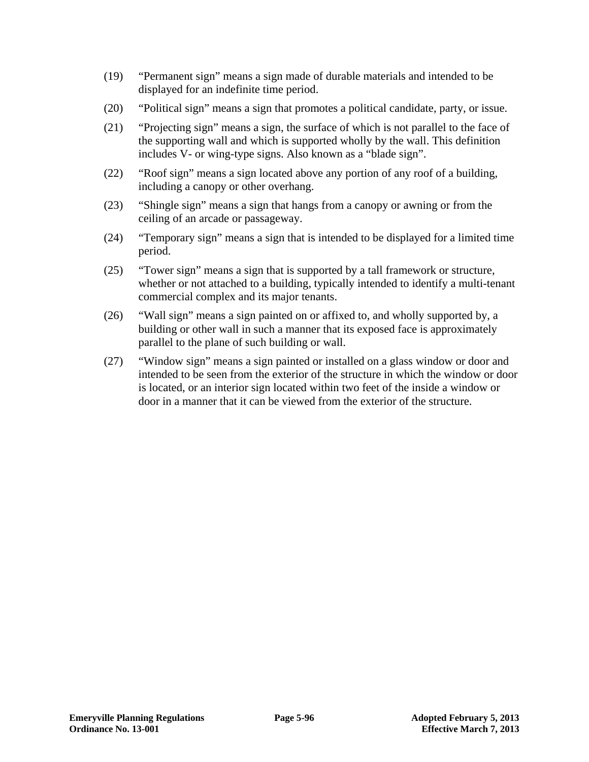(19) "Permanent sign" means a sign made of durable materials and intended to be displayed for an indefinite time period.

(20) "Political sign" means a sign that promotes a political candidate, party, or issue.

(21) "Projecting sign" means a sign, the surface of which is not parallel to the face of the supporting wall and which is supported wholly by the wall. This definition includes V- or wing-type signs. Also known as a "blade sign".

(22) "Roof sign" means a sign located above any portion of any roof of a building, including a canopy or other overhang.

(23) "Shingle sign" means a sign that hangs from a canopy or awning or from the ceiling of an arcade or passageway.

(24) "Temporary sign" means a sign that is intended to be displayed for a limited time period.

(25) "Tower sign" means a sign that is supported by a tall framework or structure, whether or not attached to a building, typically intended to identify a multi-tenant commercial complex and its major tenants.

(26) "Wall sign" means a sign painted on or affixed to, and wholly supported by, a building or other wall in such a manner that its exposed face is approximately parallel to the plane of such building or wall.

(27) "Window sign" means a sign painted or installed on a glass window or door and intended to be seen from the exterior of the structure in which the window or door is located, or an interior sign located within two feet of the inside a window or door in a manner that it can be viewed from the exterior of the structure.